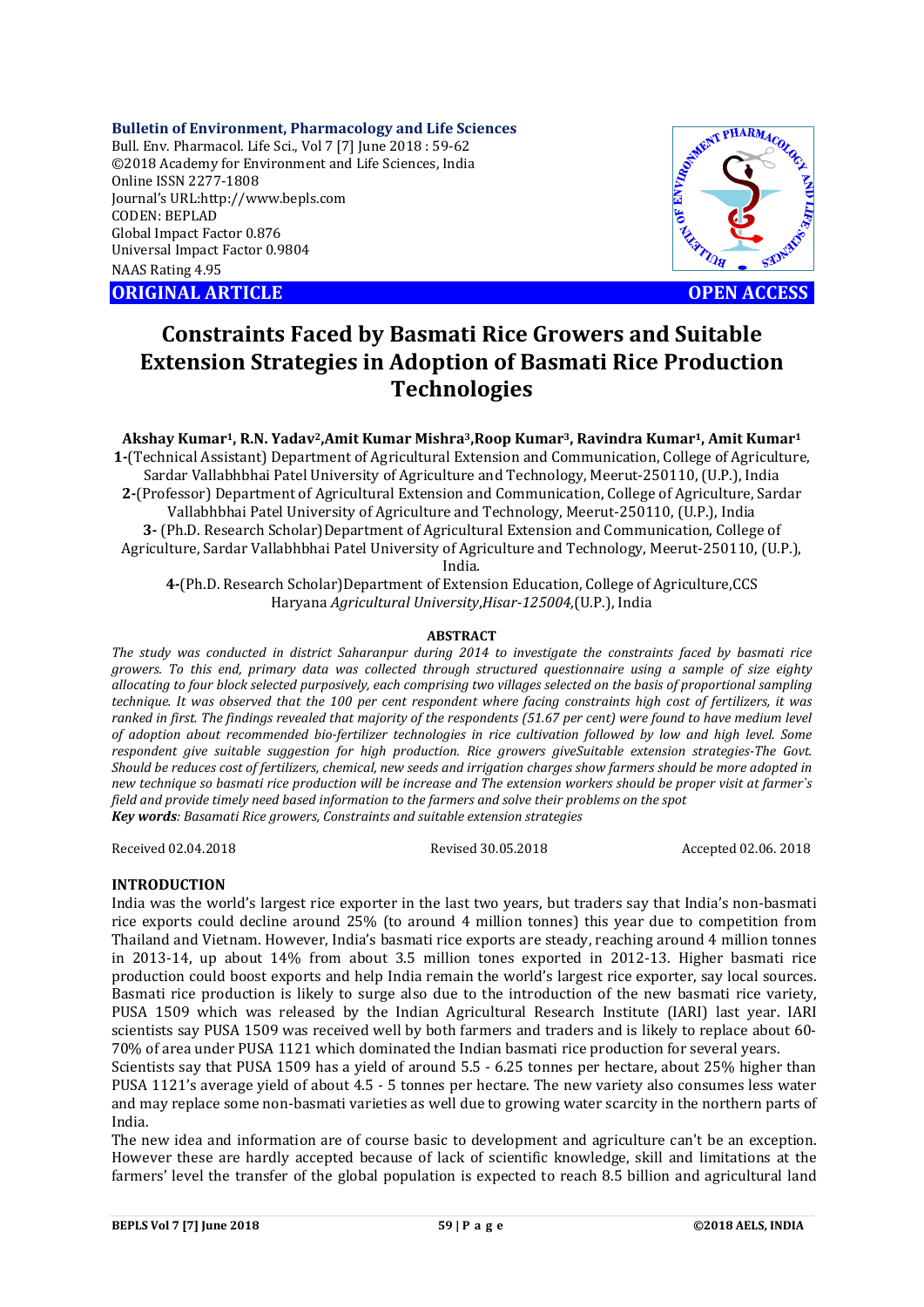**Bulletin of Environment, Pharmacology and Life Sciences**
Bull. Env. Pharmacol. Life Sci., Vol 7 [7] June 2018 : 59-62
©2018 Academy for Environment and Life Sciences, India
Online ISSN 2277-1808
Journal's URL:http://www.bepls.com
CODEN: BEPLAD
Global Impact Factor 0.876
Universal Impact Factor 0.9804
NAAS Rating 4.95

**ORIGINAL ARTICLE** **OPEN ACCESS**

# Constraints Faced by Basmati Rice Growers and Suitable Extension Strategies in Adoption of Basmati Rice Production Technologies

**Akshay Kumar[1], R.N. Yadav[2], Amit Kumar Mishra[3], Roop Kumar[3], Ravindra Kumar[1], Amit Kumar[1]**

**1-**(Technical Assistant) Department of Agricultural Extension and Communication, College of Agriculture, Sardar Vallabhbhai Patel University of Agriculture and Technology, Meerut-250110, (U.P.), India

**2-**(Professor) Department of Agricultural Extension and Communication, College of Agriculture, Sardar Vallabhbhai Patel University of Agriculture and Technology, Meerut-250110, (U.P.), India

**3-** (Ph.D. Research Scholar) Department of Agricultural Extension and Communication, College of Agriculture, Sardar Vallabhbhai Patel University of Agriculture and Technology, Meerut-250110, (U.P.), India.

**4-**(Ph.D. Research Scholar) Department of Extension Education, College of Agriculture, CCS Haryana *Agricultural University*, *Hisar-125004*, (U.P.), India

## ABSTRACT

*The study was conducted in district Saharanpur during 2014 to investigate the constraints faced by basmati rice growers. To this end, primary data was collected through structured questionnaire using a sample of size eighty allocating to four block selected purposively, each comprising two villages selected on the basis of proportional sampling technique. It was observed that the 100 per cent respondent where facing constraints high cost of fertilizers, it was ranked in first. The findings revealed that majority of the respondents (51.67 per cent) were found to have medium level of adoption about recommended bio-fertilizer technologies in rice cultivation followed by low and high level. Some respondent give suitable suggestion for high production. Rice growers giveSuitable extension strategies-The Govt. Should be reduces cost of fertilizers, chemical, new seeds and irrigation charges show farmers should be more adopted in new technique so basmati rice production will be increase and The extension workers should be proper visit at farmer`s field and provide timely need based information to the farmers and solve their problems on the spot*

***Key words**: Basamati Rice growers, Constraints and suitable extension strategies*

Received 02.04.2018 Revised 30.05.2018 Accepted 02.06. 2018

## INTRODUCTION

India was the world's largest rice exporter in the last two years, but traders say that India's non-basmati rice exports could decline around 25% (to around 4 million tonnes) this year due to competition from Thailand and Vietnam. However, India's basmati rice exports are steady, reaching around 4 million tonnes in 2013-14, up about 14% from about 3.5 million tones exported in 2012-13. Higher basmati rice production could boost exports and help India remain the world's largest rice exporter, say local sources. Basmati rice production is likely to surge also due to the introduction of the new basmati rice variety, PUSA 1509 which was released by the Indian Agricultural Research Institute (IARI) last year. IARI scientists say PUSA 1509 was received well by both farmers and traders and is likely to replace about 60-70% of area under PUSA 1121 which dominated the Indian basmati rice production for several years.

Scientists say that PUSA 1509 has a yield of around 5.5 - 6.25 tonnes per hectare, about 25% higher than PUSA 1121's average yield of about 4.5 - 5 tonnes per hectare. The new variety also consumes less water and may replace some non-basmati varieties as well due to growing water scarcity in the northern parts of India.

The new idea and information are of course basic to development and agriculture can't be an exception. However these are hardly accepted because of lack of scientific knowledge, skill and limitations at the farmers' level the transfer of the global population is expected to reach 8.5 billion and agricultural land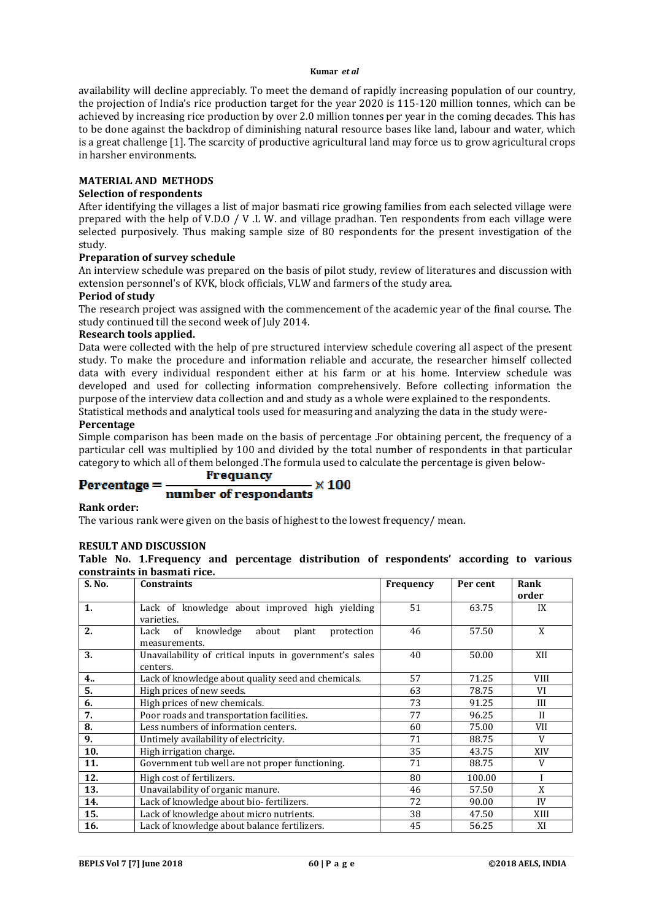availability will decline appreciably. To meet the demand of rapidly increasing population of our country, the projection of India's rice production target for the year 2020 is 115-120 million tonnes, which can be achieved by increasing rice production by over 2.0 million tonnes per year in the coming decades. This has to be done against the backdrop of diminishing natural resource bases like land, labour and water, which is a great challenge [1]. The scarcity of productive agricultural land may force us to grow agricultural crops in harsher environments.

## MATERIAL AND METHODS

### Selection of respondents

After identifying the villages a list of major basmati rice growing families from each selected village were prepared with the help of V.D.O / V .L W. and village pradhan. Ten respondents from each village were selected purposively. Thus making sample size of 80 respondents for the present investigation of the study.

### Preparation of survey schedule

An interview schedule was prepared on the basis of pilot study, review of literatures and discussion with extension personnel's of KVK, block officials, VLW and farmers of the study area.

### Period of study

The research project was assigned with the commencement of the academic year of the final course. The study continued till the second week of July 2014.

### Research tools applied.

Data were collected with the help of pre structured interview schedule covering all aspect of the present study. To make the procedure and information reliable and accurate, the researcher himself collected data with every individual respondent either at his farm or at his home. Interview schedule was developed and used for collecting information comprehensively. Before collecting information the purpose of the interview data collection and and study as a whole were explained to the respondents.

Statistical methods and analytical tools used for measuring and analyzing the data in the study were-

### Percentage

Simple comparison has been made on the basis of percentage .For obtaining percent, the frequency of a particular cell was multiplied by 100 and divided by the total number of respondents in that particular category to which all of them belonged .The formula used to calculate the percentage is given below-

$$\text{Percentage} = \frac{\text{Frequancy}}{\text{number of respondants}} \times 100$$

### Rank order:

The various rank were given on the basis of highest to the lowest frequency/ mean.

## RESULT AND DISCUSSION

**Table No. 1.Frequency and percentage distribution of respondents' according to various constraints in basmati rice.**

| S. No. | Constraints | Frequency | Per cent | Rank order |
|---|---|---|---|---|
| 1. | Lack of knowledge about improved high yielding varieties. | 51 | 63.75 | IX |
| 2. | Lack of knowledge about plant protection measurements. | 46 | 57.50 | X |
| 3. | Unavailability of critical inputs in government's sales centers. | 40 | 50.00 | XII |
| 4.. | Lack of knowledge about quality seed and chemicals. | 57 | 71.25 | VIII |
| 5. | High prices of new seeds. | 63 | 78.75 | VI |
| 6. | High prices of new chemicals. | 73 | 91.25 | III |
| 7. | Poor roads and transportation facilities. | 77 | 96.25 | II |
| 8. | Less numbers of information centers. | 60 | 75.00 | VII |
| 9. | Untimely availability of electricity. | 71 | 88.75 | V |
| 10. | High irrigation charge. | 35 | 43.75 | XIV |
| 11. | Government tub well are not proper functioning. | 71 | 88.75 | V |
| 12. | High cost of fertilizers. | 80 | 100.00 | I |
| 13. | Unavailability of organic manure. | 46 | 57.50 | X |
| 14. | Lack of knowledge about bio- fertilizers. | 72 | 90.00 | IV |
| 15. | Lack of knowledge about micro nutrients. | 38 | 47.50 | XIII |
| 16. | Lack of knowledge about balance fertilizers. | 45 | 56.25 | XI |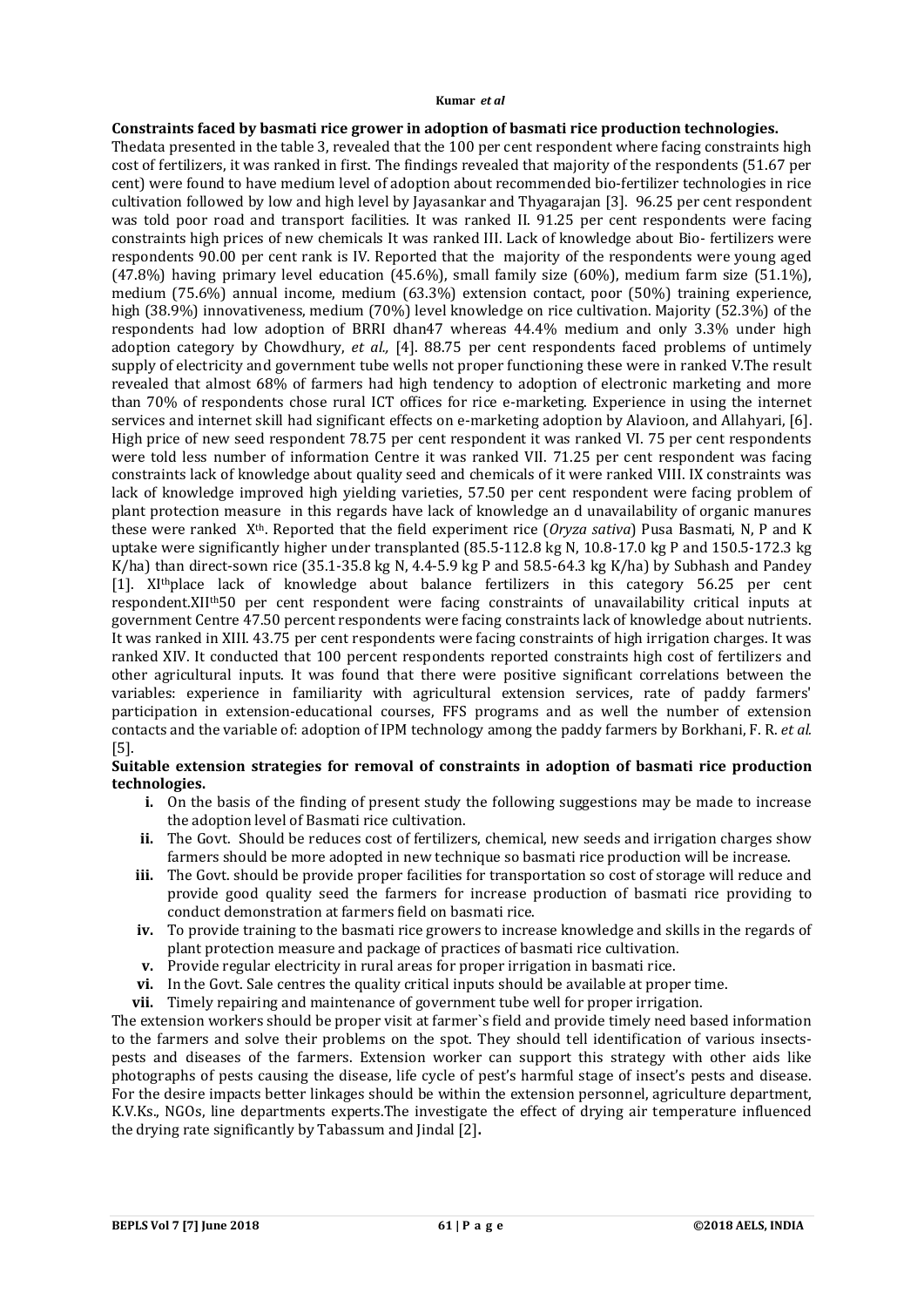**Constraints faced by basmati rice grower in adoption of basmati rice production technologies.**

Thedata presented in the table 3, revealed that the 100 per cent respondent where facing constraints high cost of fertilizers, it was ranked in first. The findings revealed that majority of the respondents (51.67 per cent) were found to have medium level of adoption about recommended bio-fertilizer technologies in rice cultivation followed by low and high level by Jayasankar and Thyagarajan [3]. 96.25 per cent respondent was told poor road and transport facilities. It was ranked II. 91.25 per cent respondents were facing constraints high prices of new chemicals It was ranked III. Lack of knowledge about Bio- fertilizers were respondents 90.00 per cent rank is IV. Reported that the majority of the respondents were young aged (47.8%) having primary level education (45.6%), small family size (60%), medium farm size (51.1%), medium (75.6%) annual income, medium (63.3%) extension contact, poor (50%) training experience, high (38.9%) innovativeness, medium (70%) level knowledge on rice cultivation. Majority (52.3%) of the respondents had low adoption of BRRI dhan47 whereas 44.4% medium and only 3.3% under high adoption category by Chowdhury, *et al.,* [4]. 88.75 per cent respondents faced problems of untimely supply of electricity and government tube wells not proper functioning these were in ranked V.The result revealed that almost 68% of farmers had high tendency to adoption of electronic marketing and more than 70% of respondents chose rural ICT offices for rice e-marketing. Experience in using the internet services and internet skill had significant effects on e-marketing adoption by Alavioon, and Allahyari, [6]. High price of new seed respondent 78.75 per cent respondent it was ranked VI. 75 per cent respondents were told less number of information Centre it was ranked VII. 71.25 per cent respondent was facing constraints lack of knowledge about quality seed and chemicals of it were ranked VIII. IX constraints was lack of knowledge improved high yielding varieties, 57.50 per cent respondent were facing problem of plant protection measure in this regards have lack of knowledge an d unavailability of organic manures these were ranked X^th^. Reported that the field experiment rice (*Oryza sativa*) Pusa Basmati, N, P and K uptake were significantly higher under transplanted (85.5-112.8 kg N, 10.8-17.0 kg P and 150.5-172.3 kg K/ha) than direct-sown rice (35.1-35.8 kg N, 4.4-5.9 kg P and 58.5-64.3 kg K/ha) by Subhash and Pandey [1]. XI^th^place lack of knowledge about balance fertilizers in this category 56.25 per cent respondent.XII^th^50 per cent respondent were facing constraints of unavailability critical inputs at government Centre 47.50 percent respondents were facing constraints lack of knowledge about nutrients. It was ranked in XIII. 43.75 per cent respondents were facing constraints of high irrigation charges. It was ranked XIV. It conducted that 100 percent respondents reported constraints high cost of fertilizers and other agricultural inputs. It was found that there were positive significant correlations between the variables: experience in familiarity with agricultural extension services, rate of paddy farmers' participation in extension-educational courses, FFS programs and as well the number of extension contacts and the variable of: adoption of IPM technology among the paddy farmers by Borkhani, F. R. *et al.* [5].

**Suitable extension strategies for removal of constraints in adoption of basmati rice production technologies.**

- **i.** On the basis of the finding of present study the following suggestions may be made to increase the adoption level of Basmati rice cultivation.
- **ii.** The Govt. Should be reduces cost of fertilizers, chemical, new seeds and irrigation charges show farmers should be more adopted in new technique so basmati rice production will be increase.
- **iii.** The Govt. should be provide proper facilities for transportation so cost of storage will reduce and provide good quality seed the farmers for increase production of basmati rice providing to conduct demonstration at farmers field on basmati rice.
- **iv.** To provide training to the basmati rice growers to increase knowledge and skills in the regards of plant protection measure and package of practices of basmati rice cultivation.
- **v.** Provide regular electricity in rural areas for proper irrigation in basmati rice.
- **vi.** In the Govt. Sale centres the quality critical inputs should be available at proper time.
- **vii.** Timely repairing and maintenance of government tube well for proper irrigation.

The extension workers should be proper visit at farmer`s field and provide timely need based information to the farmers and solve their problems on the spot. They should tell identification of various insects-pests and diseases of the farmers. Extension worker can support this strategy with other aids like photographs of pests causing the disease, life cycle of pest's harmful stage of insect's pests and disease. For the desire impacts better linkages should be within the extension personnel, agriculture department, K.V.Ks., NGOs, line departments experts.The investigate the effect of drying air temperature influenced the drying rate significantly by Tabassum and Jindal [2]**.**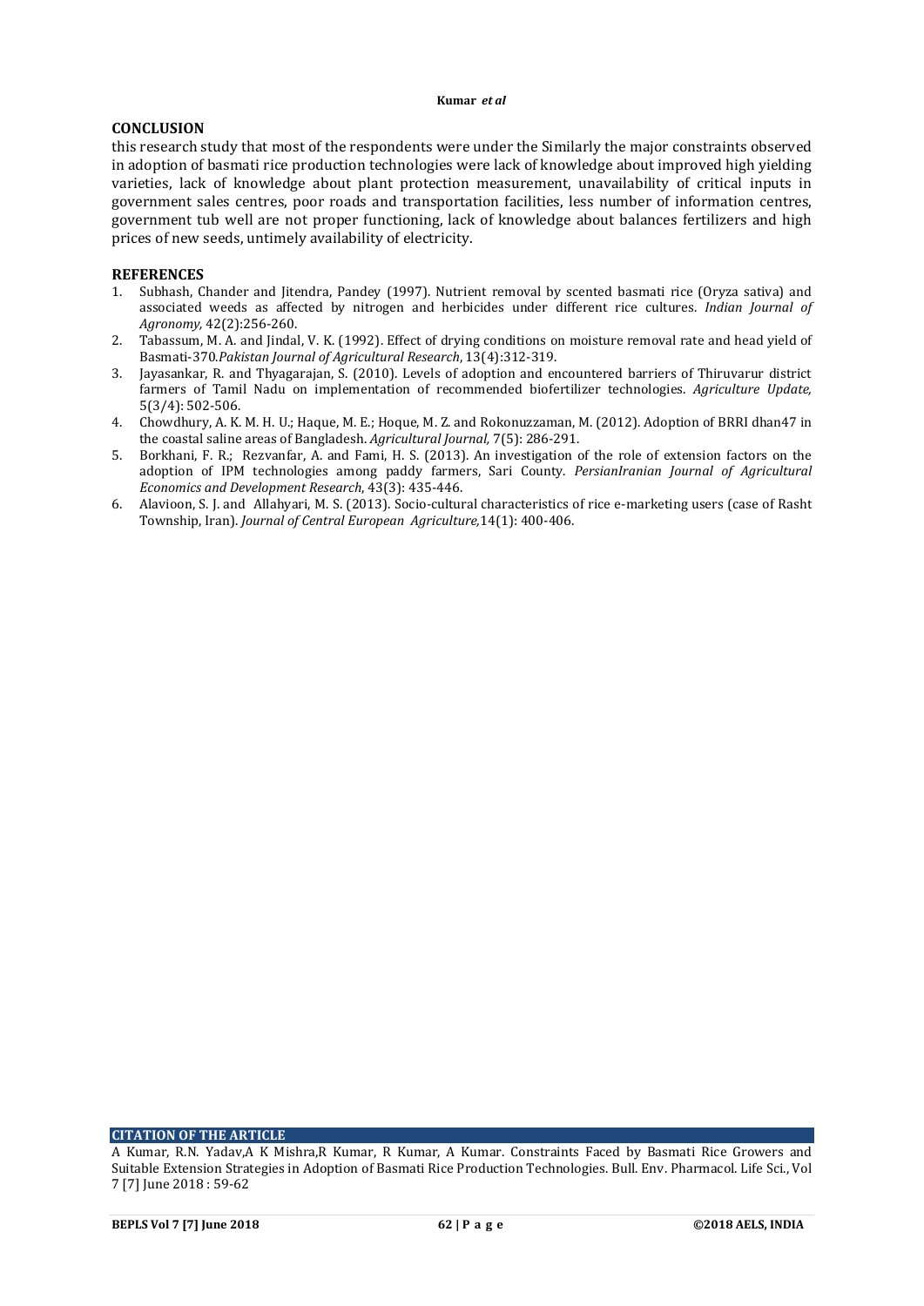## CONCLUSION

this research study that most of the respondents were under the Similarly the major constraints observed in adoption of basmati rice production technologies were lack of knowledge about improved high yielding varieties, lack of knowledge about plant protection measurement, unavailability of critical inputs in government sales centres, poor roads and transportation facilities, less number of information centres, government tub well are not proper functioning, lack of knowledge about balances fertilizers and high prices of new seeds, untimely availability of electricity.

## REFERENCES

1. Subhash, Chander and Jitendra, Pandey (1997). Nutrient removal by scented basmati rice (Oryza sativa) and associated weeds as affected by nitrogen and herbicides under different rice cultures. *Indian Journal of Agronomy,* 42(2):256-260.
2. Tabassum, M. A. and Jindal, V. K. (1992). Effect of drying conditions on moisture removal rate and head yield of Basmati-370.*Pakistan Journal of Agricultural Research*, 13(4):312-319.
3. Jayasankar, R. and Thyagarajan, S. (2010). Levels of adoption and encountered barriers of Thiruvarur district farmers of Tamil Nadu on implementation of recommended biofertilizer technologies. *Agriculture Update,* 5(3/4): 502-506.
4. Chowdhury, A. K. M. H. U.; Haque, M. E.; Hoque, M. Z. and Rokonuzzaman, M. (2012). Adoption of BRRI dhan47 in the coastal saline areas of Bangladesh. *Agricultural Journal,* 7(5): 286-291.
5. Borkhani, F. R.; Rezvanfar, A. and Fami, H. S. (2013). An investigation of the role of extension factors on the adoption of IPM technologies among paddy farmers, Sari County. *PersianIranian Journal of Agricultural Economics and Development Research*, 43(3): 435-446.
6. Alavioon, S. J. and Allahyari, M. S. (2013). Socio-cultural characteristics of rice e-marketing users (case of Rasht Township, Iran). *Journal of Central European Agriculture,*14(1): 400-406.

**CITATION OF THE ARTICLE**

A Kumar, R.N. Yadav,A K Mishra,R Kumar, R Kumar, A Kumar. Constraints Faced by Basmati Rice Growers and Suitable Extension Strategies in Adoption of Basmati Rice Production Technologies. Bull. Env. Pharmacol. Life Sci., Vol 7 [7] June 2018 : 59-62